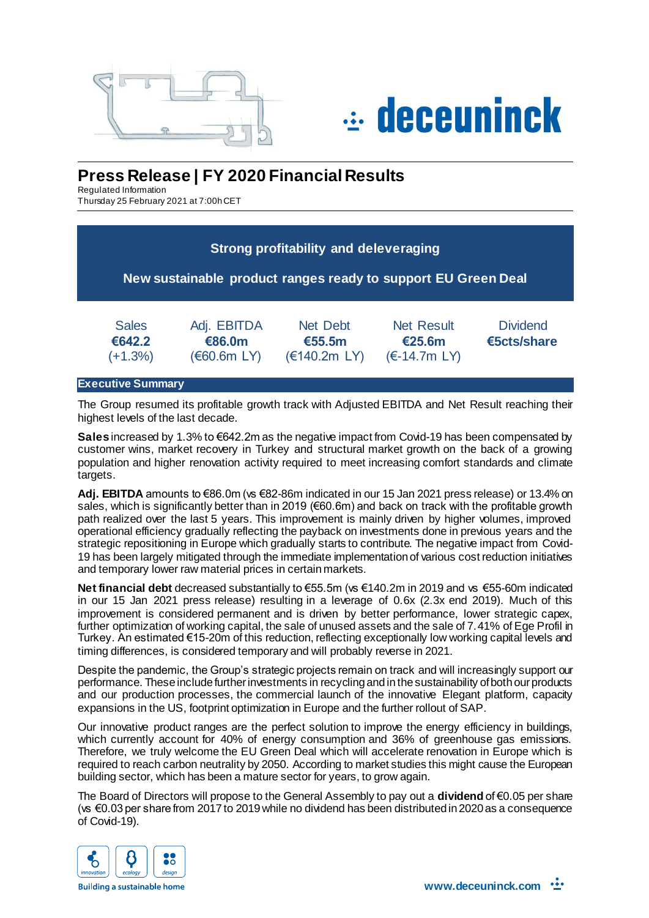# Press Release | FY 2020 Financial Results

Regulated Information
Thursday 25 February 2021 at 7:00h CET

**Strong profitability and deleveraging**

**New sustainable product ranges ready to support EU Green Deal**

| Sales | Adj. EBITDA | Net Debt | Net Result | Dividend |
|---|---|---|---|---|
| **€642.2** | **€86.0m** | **€55.5m** | **€25.6m** | **€5cts/share** |
| (+1.3%) | (€60.6m LY) | (€140.2m LY) | (€-14.7m LY) | |

## Executive Summary

The Group resumed its profitable growth track with Adjusted EBITDA and Net Result reaching their highest levels of the last decade.

**Sales** increased by 1.3% to €642.2m as the negative impact from Covid-19 has been compensated by customer wins, market recovery in Turkey and structural market growth on the back of a growing population and higher renovation activity required to meet increasing comfort standards and climate targets.

**Adj. EBITDA** amounts to €86.0m (vs €82-86m indicated in our 15 Jan 2021 press release) or 13.4% on sales, which is significantly better than in 2019 (€60.6m) and back on track with the profitable growth path realized over the last 5 years. This improvement is mainly driven by higher volumes, improved operational efficiency gradually reflecting the payback on investments done in previous years and the strategic repositioning in Europe which gradually starts to contribute. The negative impact from Covid-19 has been largely mitigated through the immediate implementation of various cost reduction initiatives and temporary lower raw material prices in certain markets.

**Net financial debt** decreased substantially to €55.5m (vs €140.2m in 2019 and vs €55-60m indicated in our 15 Jan 2021 press release) resulting in a leverage of 0.6x (2.3x end 2019). Much of this improvement is considered permanent and is driven by better performance, lower strategic capex, further optimization of working capital, the sale of unused assets and the sale of 7.41% of Ege Profil in Turkey. An estimated €15-20m of this reduction, reflecting exceptionally low working capital levels and timing differences, is considered temporary and will probably reverse in 2021.

Despite the pandemic, the Group's strategic projects remain on track and will increasingly support our performance. These include further investments in recycling and in the sustainability of both our products and our production processes, the commercial launch of the innovative Elegant platform, capacity expansions in the US, footprint optimization in Europe and the further rollout of SAP.

Our innovative product ranges are the perfect solution to improve the energy efficiency in buildings, which currently account for 40% of energy consumption and 36% of greenhouse gas emissions. Therefore, we truly welcome the EU Green Deal which will accelerate renovation in Europe which is required to reach carbon neutrality by 2050. According to market studies this might cause the European building sector, which has been a mature sector for years, to grow again.

The Board of Directors will propose to the General Assembly to pay out a **dividend** of €0.05 per share (vs €0.03 per share from 2017 to 2019 while no dividend has been distributed in 2020 as a consequence of Covid-19).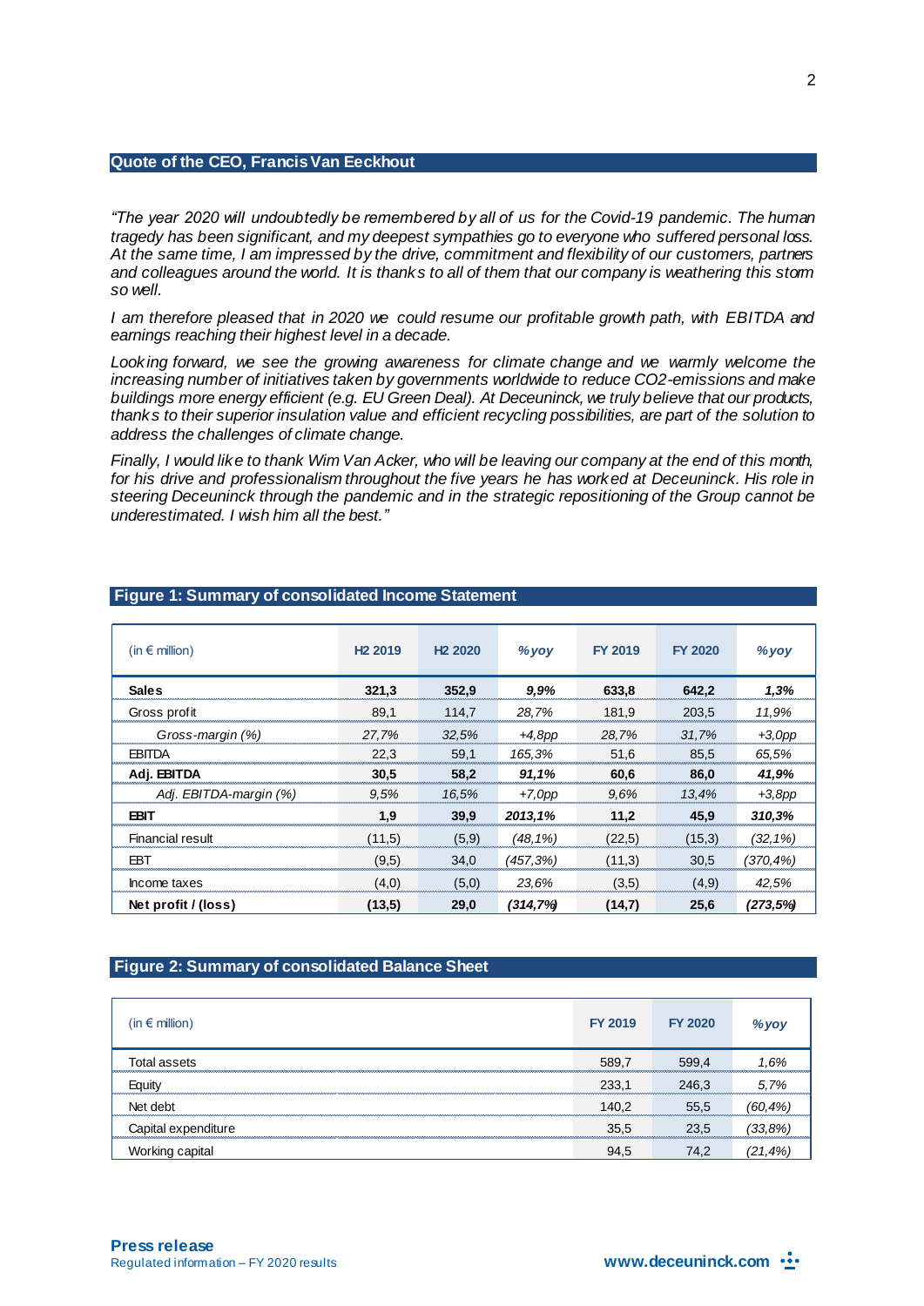## Quote of the CEO, Francis Van Eeckhout

*"The year 2020 will undoubtedly be remembered by all of us for the Covid-19 pandemic. The human tragedy has been significant, and my deepest sympathies go to everyone who suffered personal loss. At the same time, I am impressed by the drive, commitment and flexibility of our customers, partners and colleagues around the world. It is thanks to all of them that our company is weathering this storm so well.*

*I am therefore pleased that in 2020 we could resume our profitable growth path, with EBITDA and earnings reaching their highest level in a decade.*

*Looking forward, we see the growing awareness for climate change and we warmly welcome the increasing number of initiatives taken by governments worldwide to reduce CO2-emissions and make buildings more energy efficient (e.g. EU Green Deal). At Deceuninck, we truly believe that our products, thanks to their superior insulation value and efficient recycling possibilities, are part of the solution to address the challenges of climate change.*

*Finally, I would like to thank Wim Van Acker, who will be leaving our company at the end of this month, for his drive and professionalism throughout the five years he has worked at Deceuninck. His role in steering Deceuninck through the pandemic and in the strategic repositioning of the Group cannot be underestimated. I wish him all the best."*

## Figure 1: Summary of consolidated Income Statement

| (in € million) | H2 2019 | H2 2020 | *%yoy* | FY 2019 | FY 2020 | *%yoy* |
|---|---|---|---|---|---|---|
| **Sales** | **321,3** | **352,9** | ***9,9%*** | **633,8** | **642,2** | ***1,3%*** |
| Gross profit | 89,1 | 114,7 | *28,7%* | 181,9 | 203,5 | *11,9%* |
| *Gross-margin (%)* | *27,7%* | *32,5%* | *+4,8pp* | *28,7%* | *31,7%* | *+3,0pp* |
| EBITDA | 22,3 | 59,1 | *165,3%* | 51,6 | 85,5 | *65,5%* |
| **Adj. EBITDA** | **30,5** | **58,2** | ***91,1%*** | **60,6** | **86,0** | ***41,9%*** |
| *Adj. EBITDA-margin (%)* | *9,5%* | *16,5%* | *+7,0pp* | *9,6%* | *13,4%* | *+3,8pp* |
| **EBIT** | **1,9** | **39,9** | ***2013,1%*** | **11,2** | **45,9** | ***310,3%*** |
| Financial result | (11,5) | (5,9) | *(48,1%)* | (22,5) | (15,3) | *(32,1%)* |
| EBT | (9,5) | 34,0 | *(457,3%)* | (11,3) | 30,5 | *(370,4%)* |
| Income taxes | (4,0) | (5,0) | *23,6%* | (3,5) | (4,9) | *42,5%* |
| **Net profit / (loss)** | **(13,5)** | **29,0** | ***(314,7%)*** | **(14,7)** | **25,6** | ***(273,5%)*** |

## Figure 2: Summary of consolidated Balance Sheet

| (in € million) | FY 2019 | FY 2020 | *%yoy* |
|---|---|---|---|
| Total assets | 589,7 | 599,4 | *1,6%* |
| Equity | 233,1 | 246,3 | *5,7%* |
| Net debt | 140,2 | 55,5 | *(60,4%)* |
| Capital expenditure | 35,5 | 23,5 | *(33,8%)* |
| Working capital | 94,5 | 74,2 | *(21,4%)* |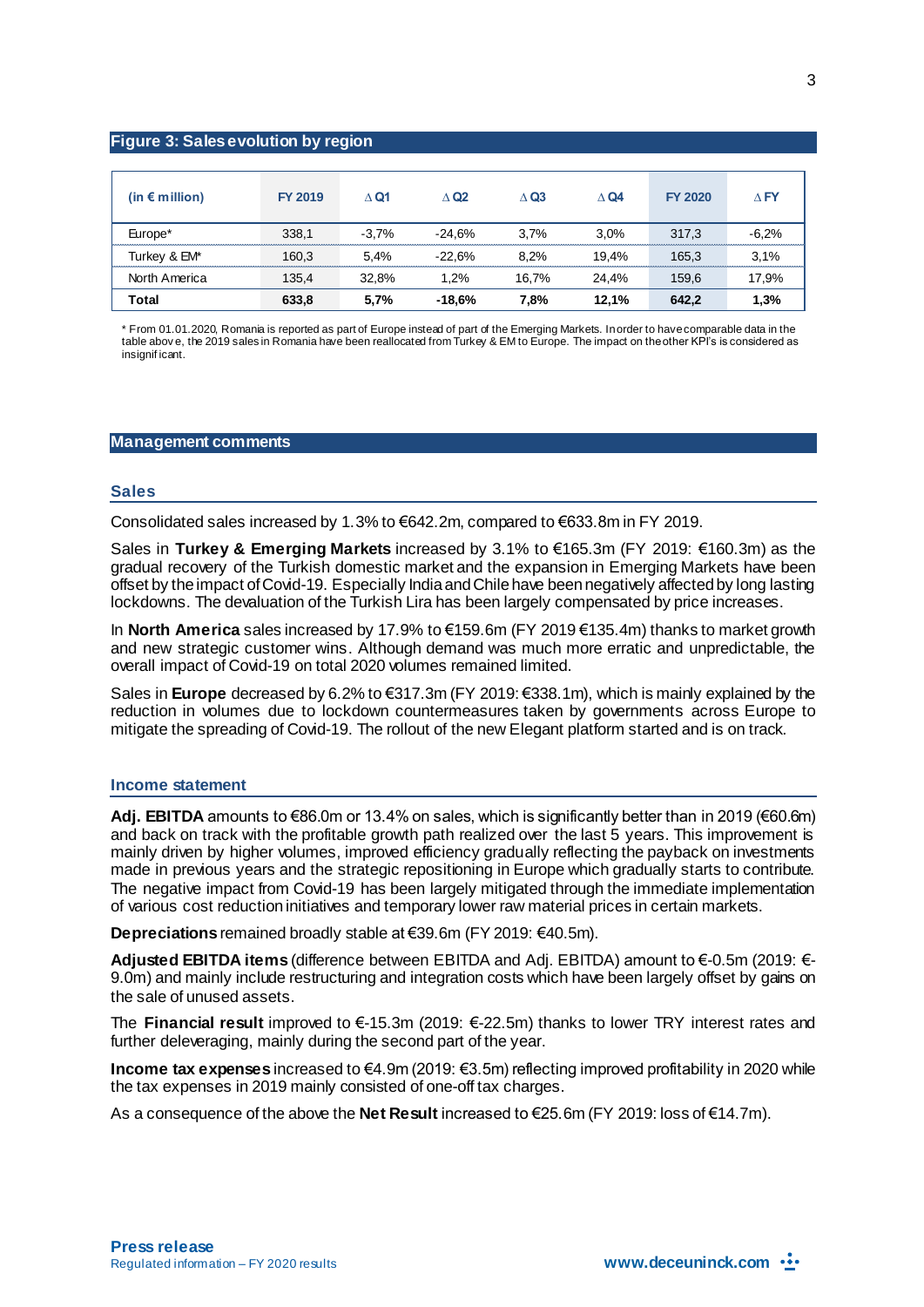### Figure 3: Sales evolution by region

| (in € million) | FY 2019 | ∆ Q1 | ∆ Q2 | ∆ Q3 | ∆ Q4 | FY 2020 | ∆ FY |
|---|---|---|---|---|---|---|---|
| Europe* | 338,1 | -3,7% | -24,6% | 3,7% | 3,0% | 317,3 | -6,2% |
| Turkey & EM* | 160,3 | 5,4% | -22,6% | 8,2% | 19,4% | 165,3 | 3,1% |
| North America | 135,4 | 32,8% | 1,2% | 16,7% | 24,4% | 159,6 | 17,9% |
| **Total** | **633,8** | **5,7%** | **-18,6%** | **7,8%** | **12,1%** | **642,2** | **1,3%** |

* From 01.01.2020, Romania is reported as part of Europe instead of part of the Emerging Markets. In order to have comparable data in the table above, the 2019 sales in Romania have been reallocated from Turkey & EM to Europe. The impact on the other KPI's is considered as insignificant.

## Management comments

### Sales

Consolidated sales increased by 1.3% to €642.2m, compared to €633.8m in FY 2019.

Sales in **Turkey & Emerging Markets** increased by 3.1% to €165.3m (FY 2019: €160.3m) as the gradual recovery of the Turkish domestic market and the expansion in Emerging Markets have been offset by the impact of Covid-19. Especially India and Chile have been negatively affected by long lasting lockdowns. The devaluation of the Turkish Lira has been largely compensated by price increases.

In **North America** sales increased by 17.9% to €159.6m (FY 2019 €135.4m) thanks to market growth and new strategic customer wins. Although demand was much more erratic and unpredictable, the overall impact of Covid-19 on total 2020 volumes remained limited.

Sales in **Europe** decreased by 6.2% to €317.3m (FY 2019: €338.1m), which is mainly explained by the reduction in volumes due to lockdown countermeasures taken by governments across Europe to mitigate the spreading of Covid-19. The rollout of the new Elegant platform started and is on track.

### Income statement

**Adj. EBITDA** amounts to €86.0m or 13.4% on sales, which is significantly better than in 2019 (€60.6m) and back on track with the profitable growth path realized over the last 5 years. This improvement is mainly driven by higher volumes, improved efficiency gradually reflecting the payback on investments made in previous years and the strategic repositioning in Europe which gradually starts to contribute. The negative impact from Covid-19 has been largely mitigated through the immediate implementation of various cost reduction initiatives and temporary lower raw material prices in certain markets.

**Depreciations** remained broadly stable at €39.6m (FY 2019: €40.5m).

**Adjusted EBITDA items** (difference between EBITDA and Adj. EBITDA) amount to €-0.5m (2019: €-9.0m) and mainly include restructuring and integration costs which have been largely offset by gains on the sale of unused assets.

The **Financial result** improved to €-15.3m (2019: €-22.5m) thanks to lower TRY interest rates and further deleveraging, mainly during the second part of the year.

**Income tax expenses** increased to €4.9m (2019: €3.5m) reflecting improved profitability in 2020 while the tax expenses in 2019 mainly consisted of one-off tax charges.

As a consequence of the above the **Net Result** increased to €25.6m (FY 2019: loss of €14.7m).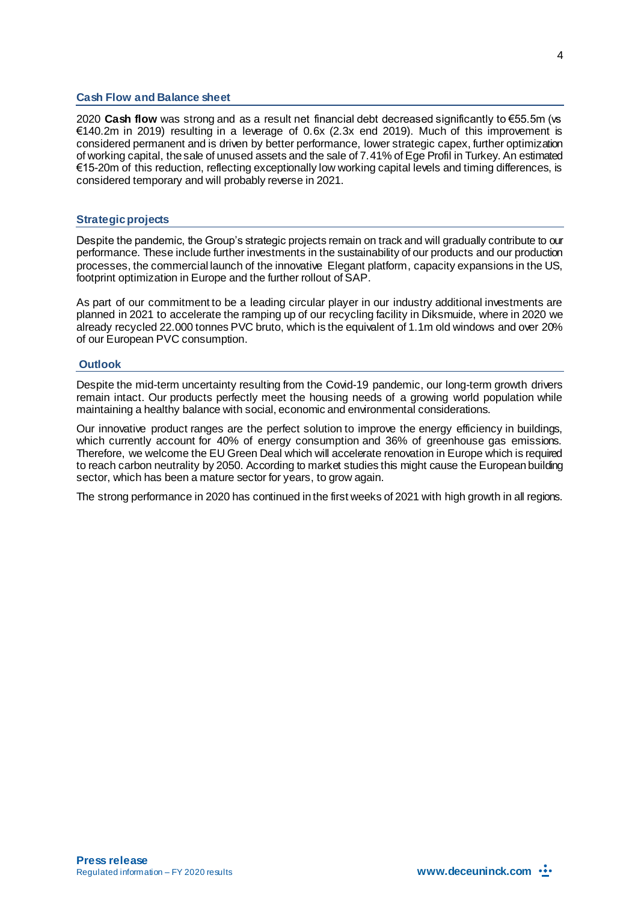## Cash Flow and Balance sheet

2020 **Cash flow** was strong and as a result net financial debt decreased significantly to €55.5m (vs €140.2m in 2019) resulting in a leverage of 0.6x (2.3x end 2019). Much of this improvement is considered permanent and is driven by better performance, lower strategic capex, further optimization of working capital, the sale of unused assets and the sale of 7.41% of Ege Profil in Turkey. An estimated €15-20m of this reduction, reflecting exceptionally low working capital levels and timing differences, is considered temporary and will probably reverse in 2021.

## Strategic projects

Despite the pandemic, the Group's strategic projects remain on track and will gradually contribute to our performance. These include further investments in the sustainability of our products and our production processes, the commercial launch of the innovative Elegant platform, capacity expansions in the US, footprint optimization in Europe and the further rollout of SAP.

As part of our commitment to be a leading circular player in our industry additional investments are planned in 2021 to accelerate the ramping up of our recycling facility in Diksmuide, where in 2020 we already recycled 22.000 tonnes PVC bruto, which is the equivalent of 1.1m old windows and over 20% of our European PVC consumption.

## Outlook

Despite the mid-term uncertainty resulting from the Covid-19 pandemic, our long-term growth drivers remain intact. Our products perfectly meet the housing needs of a growing world population while maintaining a healthy balance with social, economic and environmental considerations.

Our innovative product ranges are the perfect solution to improve the energy efficiency in buildings, which currently account for 40% of energy consumption and 36% of greenhouse gas emissions. Therefore, we welcome the EU Green Deal which will accelerate renovation in Europe which is required to reach carbon neutrality by 2050. According to market studies this might cause the European building sector, which has been a mature sector for years, to grow again.

The strong performance in 2020 has continued in the first weeks of 2021 with high growth in all regions.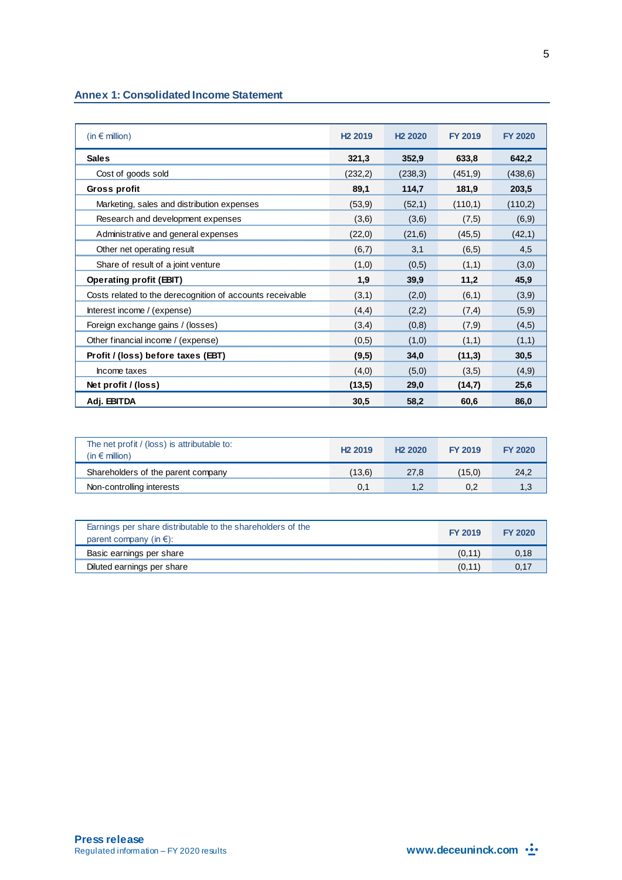## Annex 1: Consolidated Income Statement

| (in € million) | H2 2019 | H2 2020 | FY 2019 | FY 2020 |
|---|---|---|---|---|
| **Sales** | **321,3** | **352,9** | **633,8** | **642,2** |
| Cost of goods sold | (232,2) | (238,3) | (451,9) | (438,6) |
| **Gross profit** | **89,1** | **114,7** | **181,9** | **203,5** |
| Marketing, sales and distribution expenses | (53,9) | (52,1) | (110,1) | (110,2) |
| Research and development expenses | (3,6) | (3,6) | (7,5) | (6,9) |
| Administrative and general expenses | (22,0) | (21,6) | (45,5) | (42,1) |
| Other net operating result | (6,7) | 3,1 | (6,5) | 4,5 |
| Share of result of a joint venture | (1,0) | (0,5) | (1,1) | (3,0) |
| **Operating profit (EBIT)** | **1,9** | **39,9** | **11,2** | **45,9** |
| Costs related to the derecognition of accounts receivable | (3,1) | (2,0) | (6,1) | (3,9) |
| Interest income / (expense) | (4,4) | (2,2) | (7,4) | (5,9) |
| Foreign exchange gains / (losses) | (3,4) | (0,8) | (7,9) | (4,5) |
| Other financial income / (expense) | (0,5) | (1,0) | (1,1) | (1,1) |
| **Profit / (loss) before taxes (EBT)** | **(9,5)** | **34,0** | **(11,3)** | **30,5** |
| Income taxes | (4,0) | (5,0) | (3,5) | (4,9) |
| **Net profit / (loss)** | **(13,5)** | **29,0** | **(14,7)** | **25,6** |
| **Adj. EBITDA** | **30,5** | **58,2** | **60,6** | **86,0** |

| The net profit / (loss) is attributable to: (in € million) | H2 2019 | H2 2020 | FY 2019 | FY 2020 |
|---|---|---|---|---|
| Shareholders of the parent company | (13,6) | 27,8 | (15,0) | 24,2 |
| Non-controlling interests | 0,1 | 1,2 | 0,2 | 1,3 |

| Earnings per share distributable to the shareholders of the parent company (in €): | FY 2019 | FY 2020 |
|---|---|---|
| Basic earnings per share | (0,11) | 0,18 |
| Diluted earnings per share | (0,11) | 0,17 |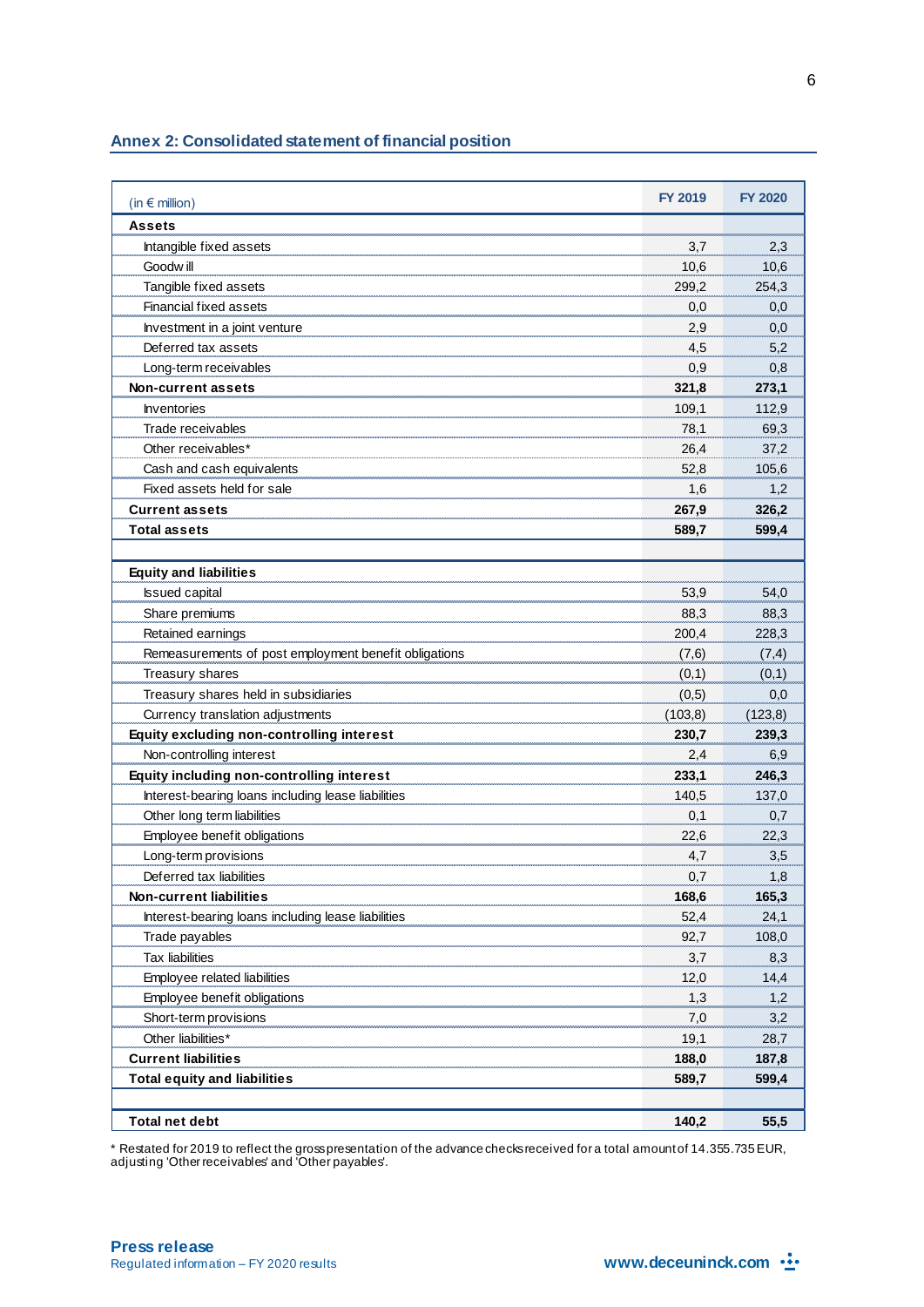## Annex 2: Consolidated statement of financial position

| (in € million) | FY 2019 | FY 2020 |
|---|---|---|
| **Assets** | | |
| Intangible fixed assets | 3,7 | 2,3 |
| Goodwill | 10,6 | 10,6 |
| Tangible fixed assets | 299,2 | 254,3 |
| Financial fixed assets | 0,0 | 0,0 |
| Investment in a joint venture | 2,9 | 0,0 |
| Deferred tax assets | 4,5 | 5,2 |
| Long-term receivables | 0,9 | 0,8 |
| **Non-current assets** | **321,8** | **273,1** |
| Inventories | 109,1 | 112,9 |
| Trade receivables | 78,1 | 69,3 |
| Other receivables* | 26,4 | 37,2 |
| Cash and cash equivalents | 52,8 | 105,6 |
| Fixed assets held for sale | 1,6 | 1,2 |
| **Current assets** | **267,9** | **326,2** |
| **Total assets** | **589,7** | **599,4** |
| | | |
| **Equity and liabilities** | | |
| Issued capital | 53,9 | 54,0 |
| Share premiums | 88,3 | 88,3 |
| Retained earnings | 200,4 | 228,3 |
| Remeasurements of post employment benefit obligations | (7,6) | (7,4) |
| Treasury shares | (0,1) | (0,1) |
| Treasury shares held in subsidiaries | (0,5) | 0,0 |
| Currency translation adjustments | (103,8) | (123,8) |
| **Equity excluding non-controlling interest** | **230,7** | **239,3** |
| Non-controlling interest | 2,4 | 6,9 |
| **Equity including non-controlling interest** | **233,1** | **246,3** |
| Interest-bearing loans including lease liabilities | 140,5 | 137,0 |
| Other long term liabilities | 0,1 | 0,7 |
| Employee benefit obligations | 22,6 | 22,3 |
| Long-term provisions | 4,7 | 3,5 |
| Deferred tax liabilities | 0,7 | 1,8 |
| **Non-current liabilities** | **168,6** | **165,3** |
| Interest-bearing loans including lease liabilities | 52,4 | 24,1 |
| Trade payables | 92,7 | 108,0 |
| Tax liabilities | 3,7 | 8,3 |
| Employee related liabilities | 12,0 | 14,4 |
| Employee benefit obligations | 1,3 | 1,2 |
| Short-term provisions | 7,0 | 3,2 |
| Other liabilities* | 19,1 | 28,7 |
| **Current liabilities** | **188,0** | **187,8** |
| **Total equity and liabilities** | **589,7** | **599,4** |
| | | |
| **Total net debt** | **140,2** | **55,5** |

* Restated for 2019 to reflect the gross presentation of the advance checks received for a total amount of 14.355.735 EUR, adjusting 'Other receivables' and 'Other payables'.

**Press release**
Regulated information – FY 2020 results

www.deceuninck.com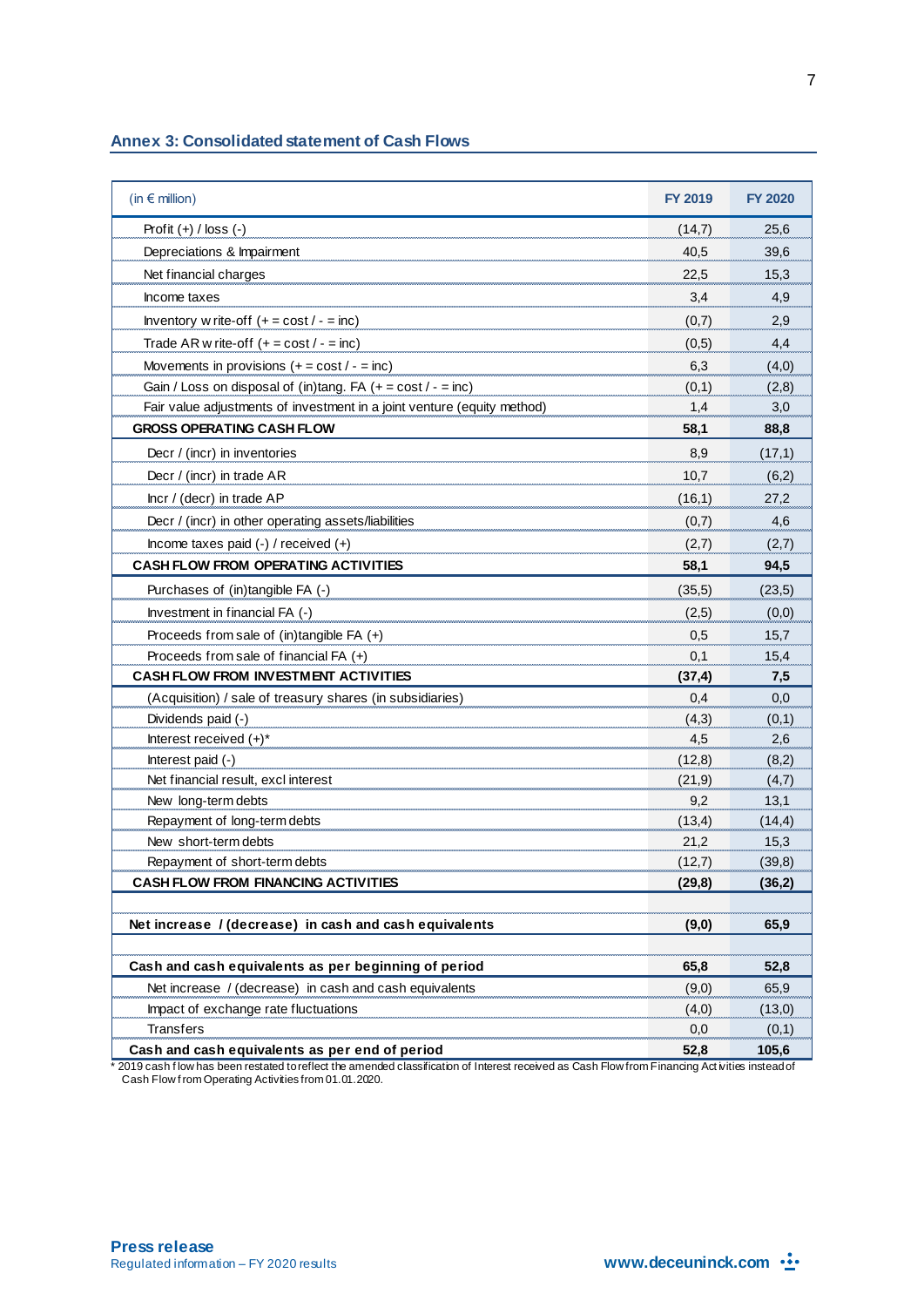## Annex 3: Consolidated statement of Cash Flows

| (in € million) | FY 2019 | FY 2020 |
|---|---|---|
| Profit (+) / loss (-) | (14,7) | 25,6 |
| Depreciations & Impairment | 40,5 | 39,6 |
| Net financial charges | 22,5 | 15,3 |
| Income taxes | 3,4 | 4,9 |
| Inventory write-off (+ = cost / - = inc) | (0,7) | 2,9 |
| Trade AR write-off (+ = cost / - = inc) | (0,5) | 4,4 |
| Movements in provisions (+ = cost / - = inc) | 6,3 | (4,0) |
| Gain / Loss on disposal of (in)tang. FA (+ = cost / - = inc) | (0,1) | (2,8) |
| Fair value adjustments of investment in a joint venture (equity method) | 1,4 | 3,0 |
| **GROSS OPERATING CASH FLOW** | **58,1** | **88,8** |
| Decr / (incr) in inventories | 8,9 | (17,1) |
| Decr / (incr) in trade AR | 10,7 | (6,2) |
| Incr / (decr) in trade AP | (16,1) | 27,2 |
| Decr / (incr) in other operating assets/liabilities | (0,7) | 4,6 |
| Income taxes paid (-) / received (+) | (2,7) | (2,7) |
| **CASH FLOW FROM OPERATING ACTIVITIES** | **58,1** | **94,5** |
| Purchases of (in)tangible FA (-) | (35,5) | (23,5) |
| Investment in financial FA (-) | (2,5) | (0,0) |
| Proceeds from sale of (in)tangible FA (+) | 0,5 | 15,7 |
| Proceeds from sale of financial FA (+) | 0,1 | 15,4 |
| **CASH FLOW FROM INVESTMENT ACTIVITIES** | **(37,4)** | **7,5** |
| (Acquisition) / sale of treasury shares (in subsidiaries) | 0,4 | 0,0 |
| Dividends paid (-) | (4,3) | (0,1) |
| Interest received (+)* | 4,5 | 2,6 |
| Interest paid (-) | (12,8) | (8,2) |
| Net financial result, excl interest | (21,9) | (4,7) |
| New long-term debts | 9,2 | 13,1 |
| Repayment of long-term debts | (13,4) | (14,4) |
| New short-term debts | 21,2 | 15,3 |
| Repayment of short-term debts | (12,7) | (39,8) |
| **CASH FLOW FROM FINANCING ACTIVITIES** | **(29,8)** | **(36,2)** |
| | | |
| **Net increase / (decrease) in cash and cash equivalents** | **(9,0)** | **65,9** |
| | | |
| **Cash and cash equivalents as per beginning of period** | **65,8** | **52,8** |
| Net increase / (decrease) in cash and cash equivalents | (9,0) | 65,9 |
| Impact of exchange rate fluctuations | (4,0) | (13,0) |
| Transfers | 0,0 | (0,1) |
| **Cash and cash equivalents as per end of period** | **52,8** | **105,6** |

* 2019 cash flow has been restated to reflect the amended classification of Interest received as Cash Flow from Financing Activities instead of Cash Flow from Operating Activities from 01.01.2020.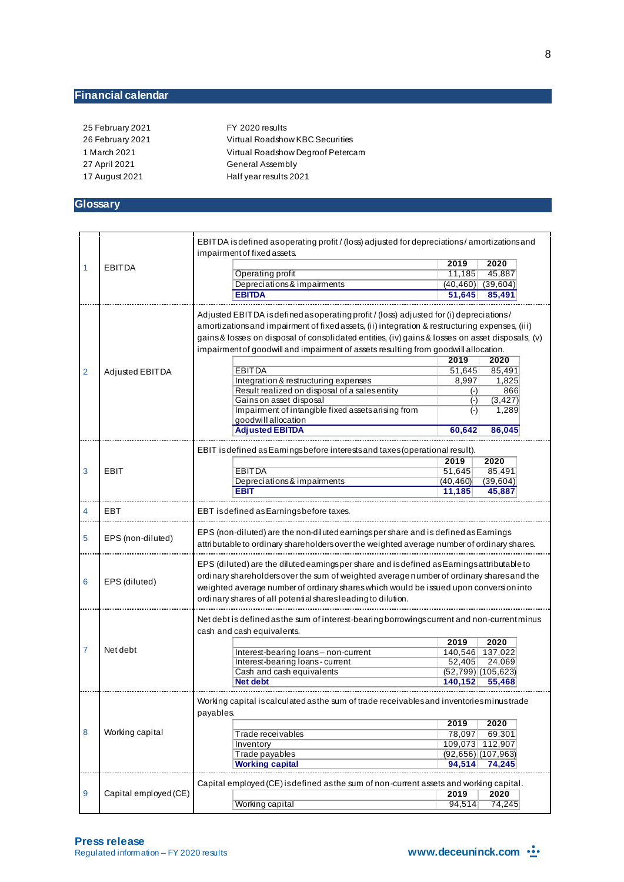## Financial calendar

| | |
|---|---|
| 25 February 2021 | FY 2020 results |
| 26 February 2021 | Virtual Roadshow KBC Securities |
| 1 March 2021 | Virtual Roadshow Degroof Petercam |
| 27 April 2021 | General Assembly |
| 17 August 2021 | Half year results 2021 |

## Glossary

**1. EBITDA**

EBITDA is defined as operating profit / (loss) adjusted for depreciations / amortizations and impairment of fixed assets.

| | 2019 | 2020 |
|---|---|---|
| Operating profit | 11,185 | 45,887 |
| Depreciations & impairments | (40,460) | (39,604) |
| **EBITDA** | **51,645** | **85,491** |

**2. Adjusted EBITDA**

Adjusted EBITDA is defined as operating profit / (loss) adjusted for (i) depreciations / amortizations and impairment of fixed assets, (ii) integration & restructuring expenses, (iii) gains & losses on disposal of consolidated entities, (iv) gains & losses on asset disposals, (v) impairment of goodwill and impairment of assets resulting from goodwill allocation.

| | 2019 | 2020 |
|---|---|---|
| EBITDA | 51,645 | 85,491 |
| Integration & restructuring expenses | 8,997 | 1,825 |
| Result realized on disposal of a sales entity | (-) | 866 |
| Gains on asset disposal | (-) | (3,427) |
| Impairment of intangible fixed assets arising from goodwill allocation | (-) | 1,289 |
| **Adjusted EBITDA** | **60,642** | **86,045** |

**3. EBIT**

EBIT is defined as Earnings before interests and taxes (operational result).

| | 2019 | 2020 |
|---|---|---|
| EBITDA | 51,645 | 85,491 |
| Depreciations & impairments | (40,460) | (39,604) |
| **EBIT** | **11,185** | **45,887** |

**4. EBT**

EBT is defined as Earnings before taxes.

**5. EPS (non-diluted)**

EPS (non-diluted) are the non-diluted earnings per share and is defined as Earnings attributable to ordinary shareholders over the weighted average number of ordinary shares.

**6. EPS (diluted)**

EPS (diluted) are the diluted earnings per share and is defined as Earnings attributable to ordinary shareholders over the sum of weighted average number of ordinary shares and the weighted average number of ordinary shares which would be issued upon conversion into ordinary shares of all potential shares leading to dilution.

**7. Net debt**

Net debt is defined as the sum of interest-bearing borrowings current and non-current minus cash and cash equivalents.

| | 2019 | 2020 |
|---|---|---|
| Interest-bearing loans – non-current | 140,546 | 137,022 |
| Interest-bearing loans - current | 52,405 | 24,069 |
| Cash and cash equivalents | (52,799) | (105,623) |
| **Net debt** | **140,152** | **55,468** |

**8. Working capital**

Working capital is calculated as the sum of trade receivables and inventories minus trade payables.

| | 2019 | 2020 |
|---|---|---|
| Trade receivables | 78,097 | 69,301 |
| Inventory | 109,073 | 112,907 |
| Trade payables | (92,656) | (107,963) |
| **Working capital** | **94,514** | **74,245** |

**9. Capital employed (CE)**

Capital employed (CE) is defined as the sum of non-current assets and working capital.

| | 2019 | 2020 |
|---|---|---|
| Working capital | 94,514 | 74,245 |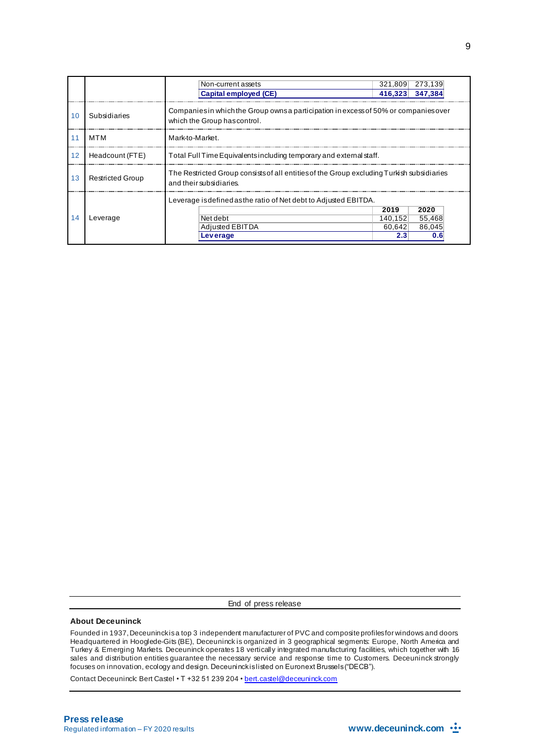| | | | | |
|---|---|---|---|---|
| | | Non-current assets | 321,809 | 273,139 |
| | | **Capital employed (CE)** | **416,323** | **347,384** |
| 10 | Subsidiaries | Companies in which the Group owns a participation in excess of 50% or companies over which the Group has control. | | |
| 11 | MTM | Mark-to-Market. | | |
| 12 | Headcount (FTE) | Total Full Time Equivalents including temporary and external staff. | | |
| 13 | Restricted Group | The Restricted Group consists of all entities of the Group excluding Turkish subsidiaries and their subsidiaries. | | |
| 14 | Leverage | Leverage is defined as the ratio of Net debt to Adjusted EBITDA. | | |
| | | | **2019** | **2020** |
| | | Net debt | 140,152 | 55,468 |
| | | Adjusted EBITDA | 60,642 | 86,045 |
| | | **Leverage** | **2.3** | **0.6** |

End of press release

**About Deceuninck**

Founded in 1937, Deceuninck is a top 3 independent manufacturer of PVC and composite profiles for windows and doors. Headquartered in Hooglede-Gits (BE), Deceuninck is organized in 3 geographical segments: Europe, North America and Turkey & Emerging Markets. Deceuninck operates 18 vertically integrated manufacturing facilities, which together with 16 sales and distribution entities guarantee the necessary service and response time to Customers. Deceuninck strongly focuses on innovation, ecology and design. Deceuninck is listed on Euronext Brussels ("DECB").

Contact Deceuninck: Bert Castel • T +32 51 239 204 • bert.castel@deceuninck.com